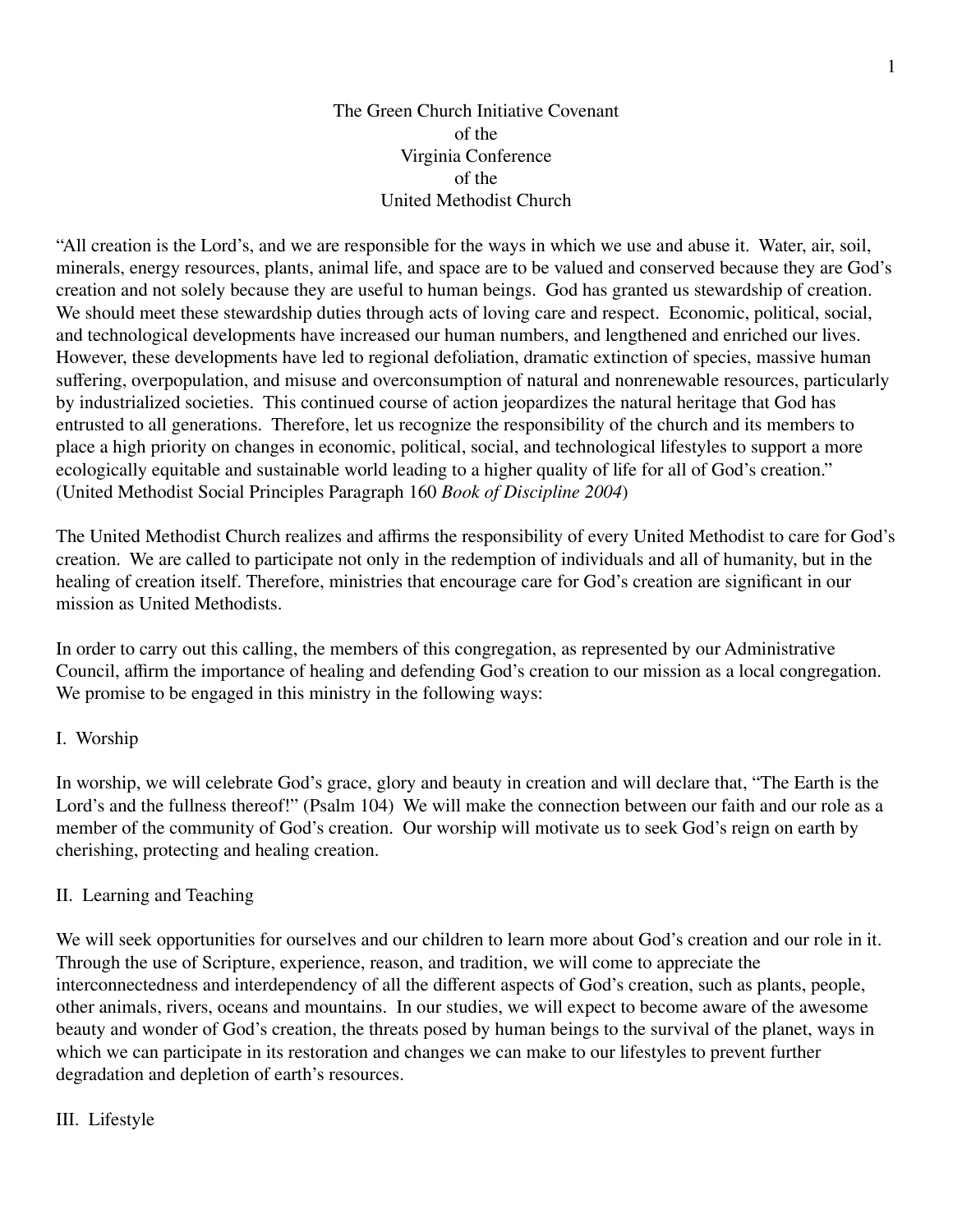# The Green Church Initiative Covenant of the Virginia Conference of the United Methodist Church

"All creation is the Lord's, and we are responsible for the ways in which we use and abuse it. Water, air, soil, minerals, energy resources, plants, animal life, and space are to be valued and conserved because they are God's creation and not solely because they are useful to human beings. God has granted us stewardship of creation. We should meet these stewardship duties through acts of loving care and respect. Economic, political, social, and technological developments have increased our human numbers, and lengthened and enriched our lives. However, these developments have led to regional defoliation, dramatic extinction of species, massive human suffering, overpopulation, and misuse and overconsumption of natural and nonrenewable resources, particularly by industrialized societies. This continued course of action jeopardizes the natural heritage that God has entrusted to all generations. Therefore, let us recognize the responsibility of the church and its members to place a high priority on changes in economic, political, social, and technological lifestyles to support a more ecologically equitable and sustainable world leading to a higher quality of life for all of God's creation." (United Methodist Social Principles Paragraph 160 *Book of Discipline 2004*)

The United Methodist Church realizes and affirms the responsibility of every United Methodist to care for God's creation. We are called to participate not only in the redemption of individuals and all of humanity, but in the healing of creation itself. Therefore, ministries that encourage care for God's creation are significant in our mission as United Methodists.

In order to carry out this calling, the members of this congregation, as represented by our Administrative Council, affirm the importance of healing and defending God's creation to our mission as a local congregation. We promise to be engaged in this ministry in the following ways:

## I. Worship

In worship, we will celebrate God's grace, glory and beauty in creation and will declare that, "The Earth is the Lord's and the fullness thereof!" (Psalm 104) We will make the connection between our faith and our role as a member of the community of God's creation. Our worship will motivate us to seek God's reign on earth by cherishing, protecting and healing creation.

## II. Learning and Teaching

We will seek opportunities for ourselves and our children to learn more about God's creation and our role in it. Through the use of Scripture, experience, reason, and tradition, we will come to appreciate the interconnectedness and interdependency of all the different aspects of God's creation, such as plants, people, other animals, rivers, oceans and mountains. In our studies, we will expect to become aware of the awesome beauty and wonder of God's creation, the threats posed by human beings to the survival of the planet, ways in which we can participate in its restoration and changes we can make to our lifestyles to prevent further degradation and depletion of earth's resources.

## III. Lifestyle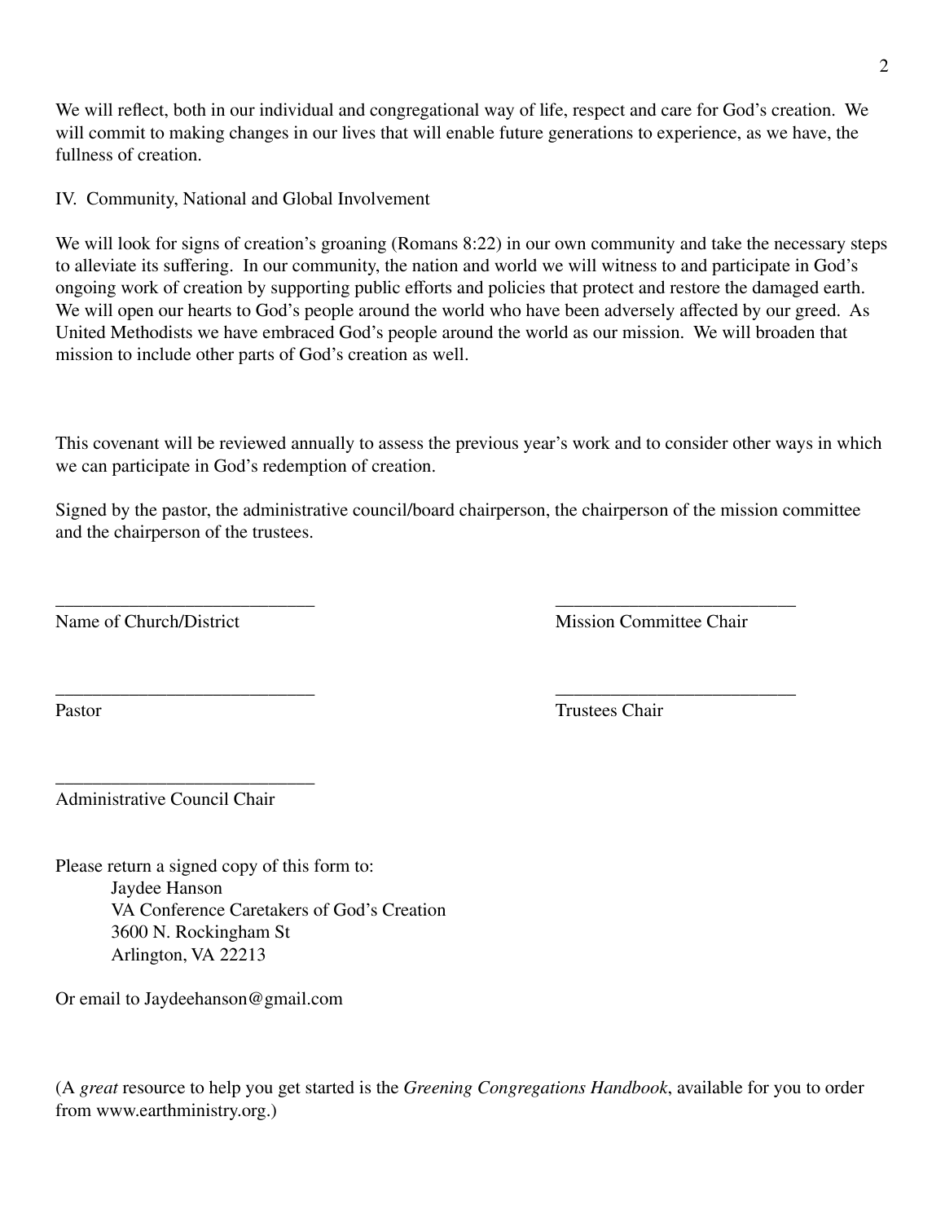We will reflect, both in our individual and congregational way of life, respect and care for God's creation. We will commit to making changes in our lives that will enable future generations to experience, as we have, the fullness of creation.

IV. Community, National and Global Involvement

We will look for signs of creation's groaning (Romans 8:22) in our own community and take the necessary steps to alleviate its suffering. In our community, the nation and world we will witness to and participate in God's ongoing work of creation by supporting public efforts and policies that protect and restore the damaged earth. We will open our hearts to God's people around the world who have been adversely affected by our greed. As United Methodists we have embraced God's people around the world as our mission. We will broaden that mission to include other parts of God's creation as well.

This covenant will be reviewed annually to assess the previous year's work and to consider other ways in which we can participate in God's redemption of creation.

Signed by the pastor, the administrative council/board chairperson, the chairperson of the mission committee and the chairperson of the trustees.

____________________________
Name of Church/District

____________________________
Mission Committee Chair

____________________________
Pastor

____________________________
Trustees Chair

____________________________
Administrative Council Chair

Please return a signed copy of this form to:

Jaydee Hanson
VA Conference Caretakers of God's Creation
3600 N. Rockingham St
Arlington, VA 22213

Or email to Jaydeehanson@gmail.com

(A *great* resource to help you get started is the *Greening Congregations Handbook*, available for you to order from www.earthministry.org.)